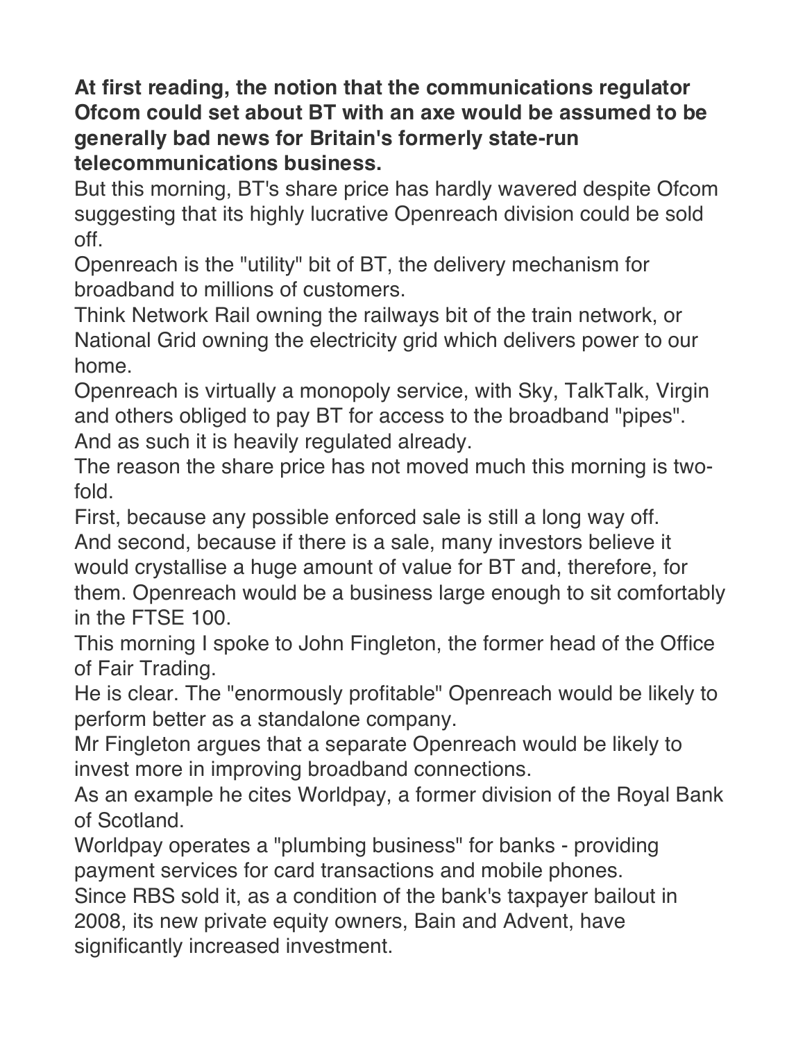**At first reading, the notion that the communications regulator Ofcom could set about BT with an axe would be assumed to be generally bad news for Britain's formerly state-run telecommunications business.**

But this morning, BT's share price has hardly wavered despite Ofcom suggesting that its highly lucrative Openreach division could be sold off.

Openreach is the "utility" bit of BT, the delivery mechanism for broadband to millions of customers.

Think Network Rail owning the railways bit of the train network, or National Grid owning the electricity grid which delivers power to our home.

Openreach is virtually a monopoly service, with Sky, TalkTalk, Virgin and others obliged to pay BT for access to the broadband "pipes". And as such it is heavily regulated already.

The reason the share price has not moved much this morning is two-fold.

First, because any possible enforced sale is still a long way off.

And second, because if there is a sale, many investors believe it would crystallise a huge amount of value for BT and, therefore, for them. Openreach would be a business large enough to sit comfortably in the FTSE 100.

This morning I spoke to John Fingleton, the former head of the Office of Fair Trading.

He is clear. The "enormously profitable" Openreach would be likely to perform better as a standalone company.

Mr Fingleton argues that a separate Openreach would be likely to invest more in improving broadband connections.

As an example he cites Worldpay, a former division of the Royal Bank of Scotland.

Worldpay operates a "plumbing business" for banks - providing payment services for card transactions and mobile phones.

Since RBS sold it, as a condition of the bank's taxpayer bailout in 2008, its new private equity owners, Bain and Advent, have significantly increased investment.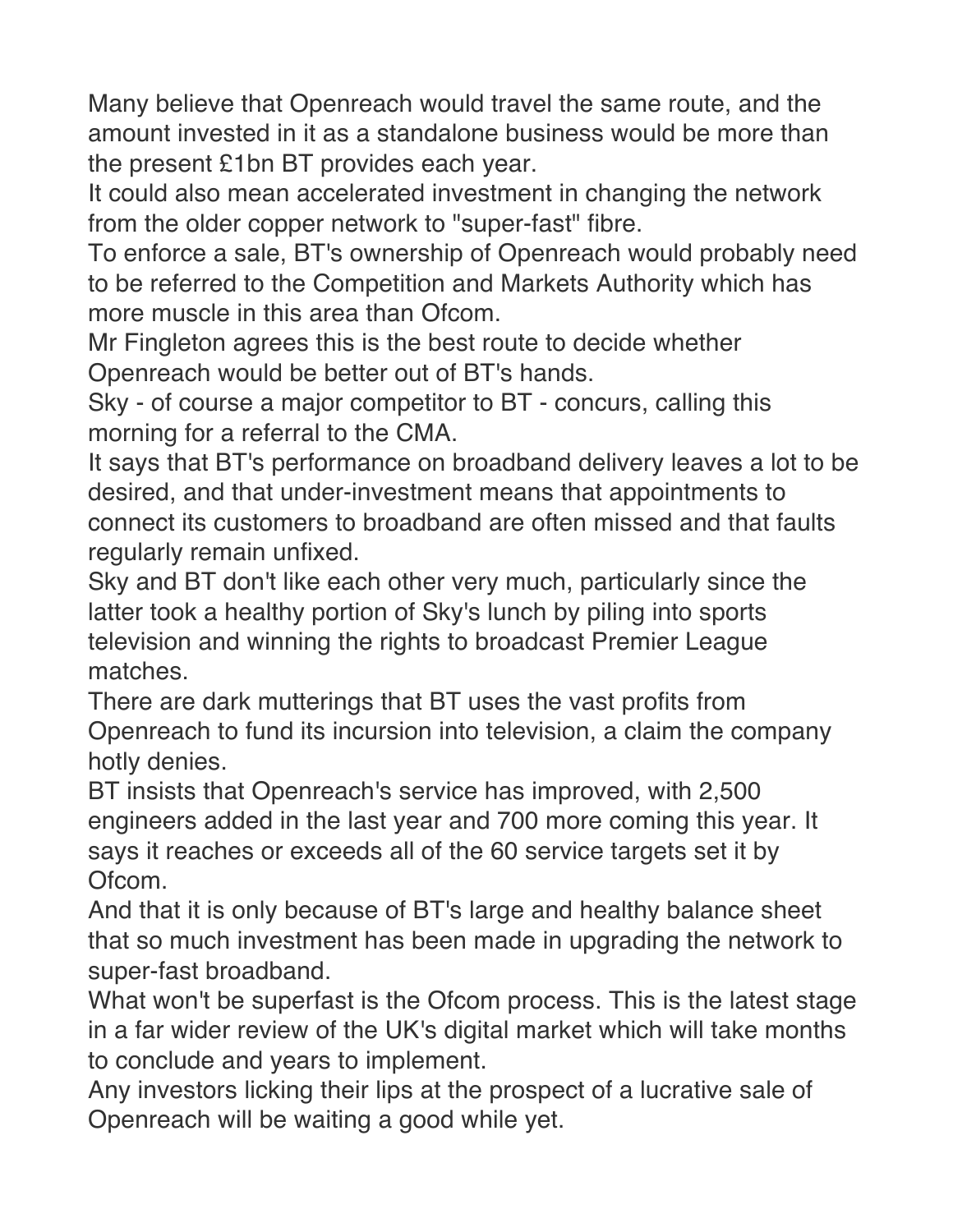Many believe that Openreach would travel the same route, and the amount invested in it as a standalone business would be more than the present £1bn BT provides each year.

It could also mean accelerated investment in changing the network from the older copper network to "super-fast" fibre.

To enforce a sale, BT's ownership of Openreach would probably need to be referred to the Competition and Markets Authority which has more muscle in this area than Ofcom.

Mr Fingleton agrees this is the best route to decide whether Openreach would be better out of BT's hands.

Sky - of course a major competitor to BT - concurs, calling this morning for a referral to the CMA.

It says that BT's performance on broadband delivery leaves a lot to be desired, and that under-investment means that appointments to connect its customers to broadband are often missed and that faults regularly remain unfixed.

Sky and BT don't like each other very much, particularly since the latter took a healthy portion of Sky's lunch by piling into sports television and winning the rights to broadcast Premier League matches.

There are dark mutterings that BT uses the vast profits from Openreach to fund its incursion into television, a claim the company hotly denies.

BT insists that Openreach's service has improved, with 2,500 engineers added in the last year and 700 more coming this year. It says it reaches or exceeds all of the 60 service targets set it by Ofcom.

And that it is only because of BT's large and healthy balance sheet that so much investment has been made in upgrading the network to super-fast broadband.

What won't be superfast is the Ofcom process. This is the latest stage in a far wider review of the UK's digital market which will take months to conclude and years to implement.

Any investors licking their lips at the prospect of a lucrative sale of Openreach will be waiting a good while yet.